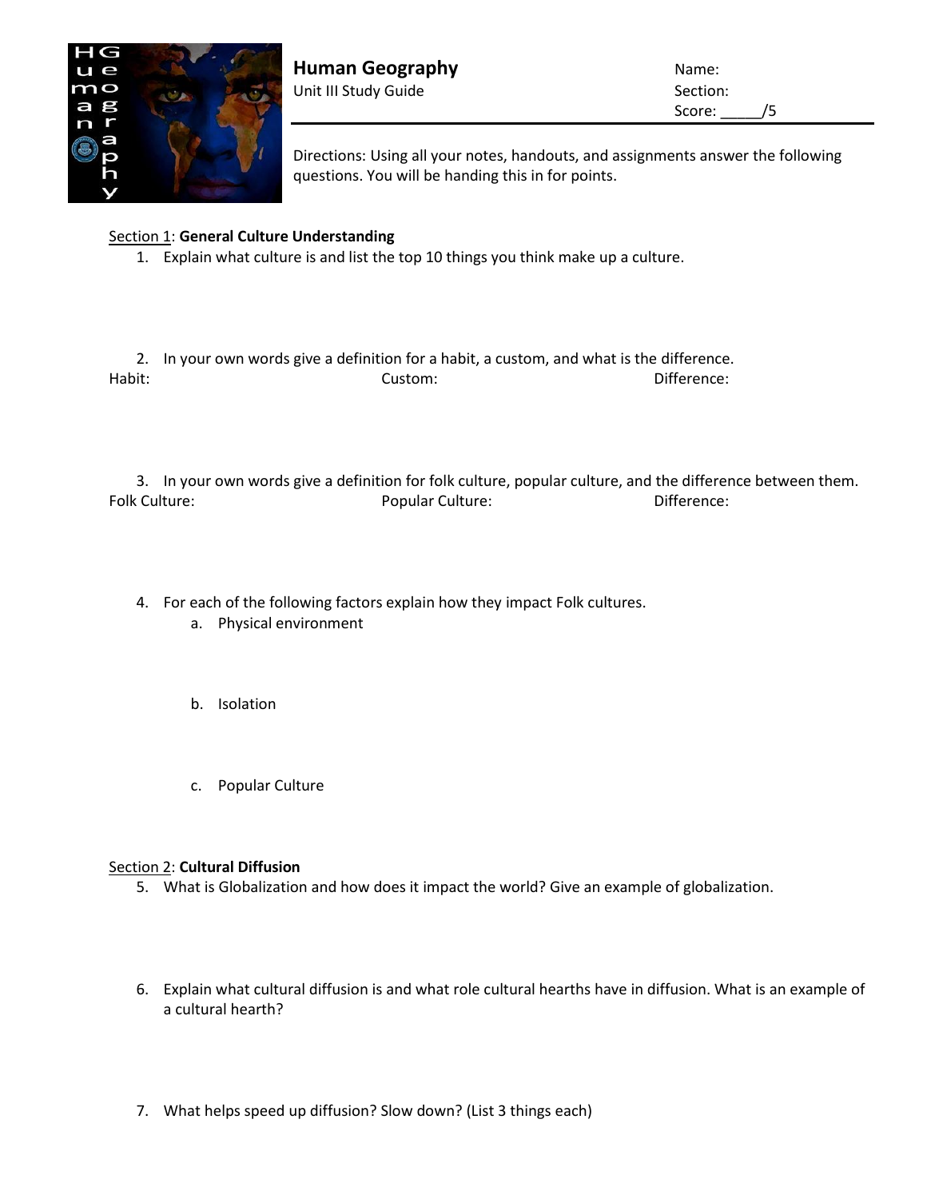# Human Geography

Unit III Study Guide

Name:

Section:

Score: _____/5

Directions: Using all your notes, handouts, and assignments answer the following questions. You will be handing this in for points.

## Section 1: **General Culture Understanding**

1. Explain what culture is and list the top 10 things you think make up a culture.

2. In your own words give a definition for a habit, a custom, and what is the difference.

Habit: Custom: Difference:

3. In your own words give a definition for folk culture, popular culture, and the difference between them.

Folk Culture: Popular Culture: Difference:

4. For each of the following factors explain how they impact Folk cultures.
   a. Physical environment
   b. Isolation
   c. Popular Culture

## Section 2: **Cultural Diffusion**

5. What is Globalization and how does it impact the world? Give an example of globalization.

6. Explain what cultural diffusion is and what role cultural hearths have in diffusion. What is an example of a cultural hearth?

7. What helps speed up diffusion? Slow down? (List 3 things each)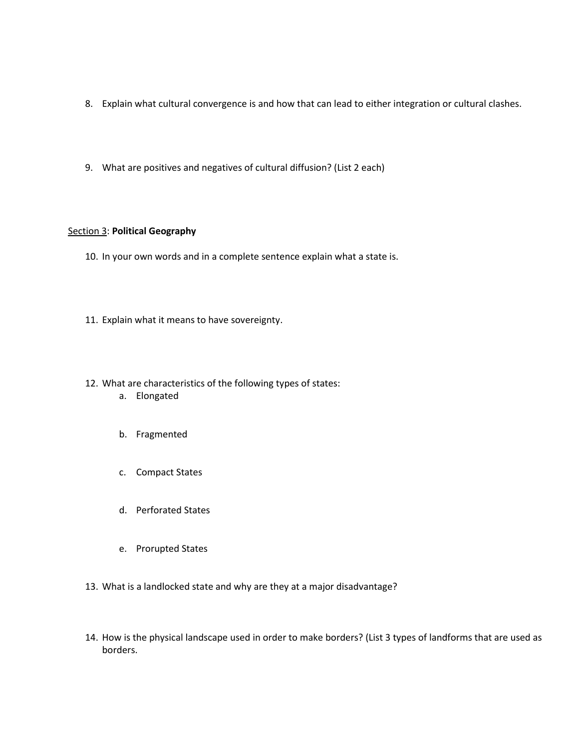8. Explain what cultural convergence is and how that can lead to either integration or cultural clashes.

9. What are positives and negatives of cultural diffusion? (List 2 each)

<u>Section 3</u>: **Political Geography**

10. In your own words and in a complete sentence explain what a state is.

11. Explain what it means to have sovereignty.

12. What are characteristics of the following types of states:
    a. Elongated

    b. Fragmented

    c. Compact States

    d. Perforated States

    e. Prorupted States

13. What is a landlocked state and why are they at a major disadvantage?

14. How is the physical landscape used in order to make borders? (List 3 types of landforms that are used as borders.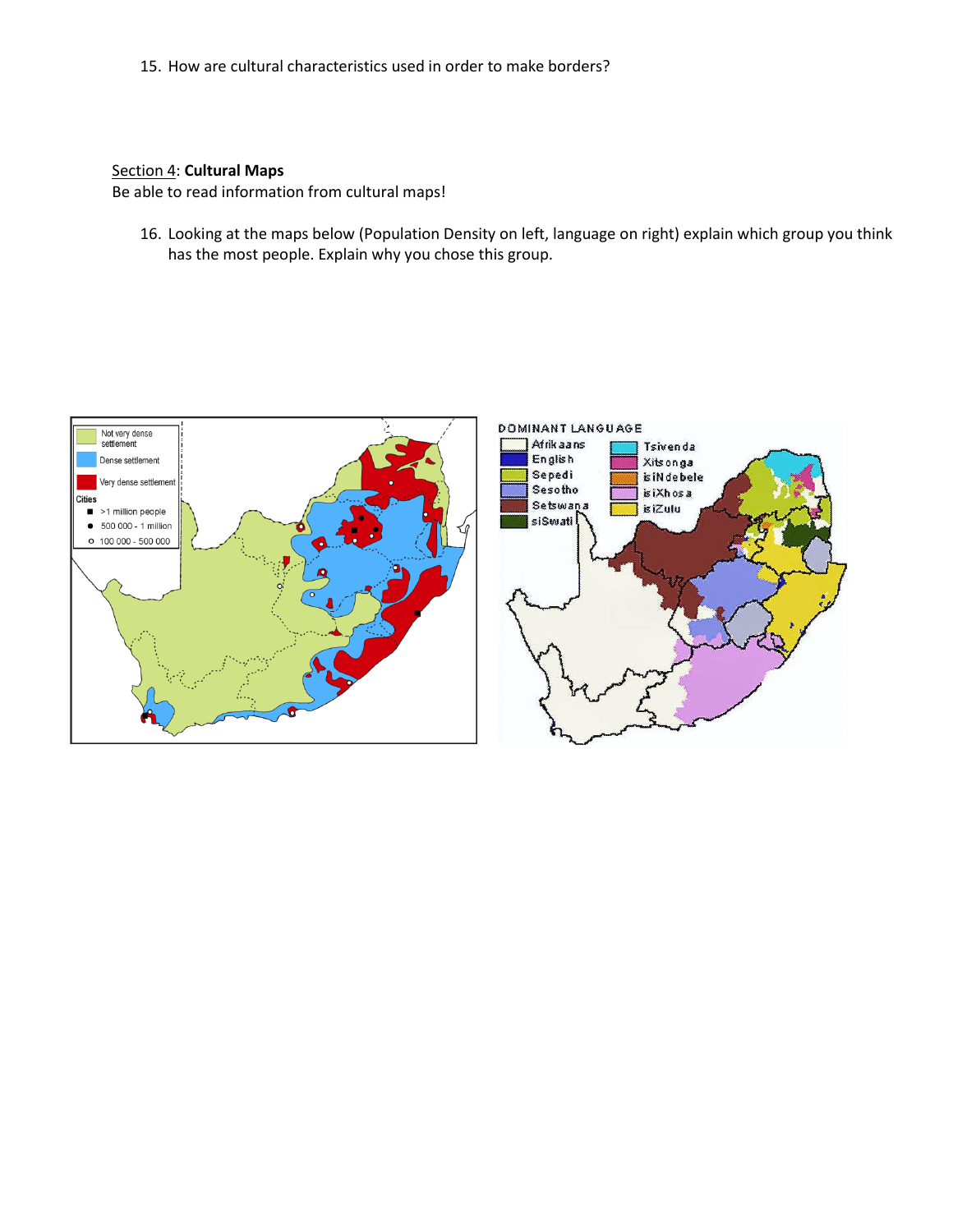15. How are cultural characteristics used in order to make borders?

Section 4: **Cultural Maps**

Be able to read information from cultural maps!

16. Looking at the maps below (Population Density on left, language on right) explain which group you think has the most people. Explain why you chose this group.

Not very dense settlement

Dense settlement

Very dense settlement

Cities

>1 million people

500 000 - 1 million

100 000 - 500 000

DOMINANT LANGUAGE

Afrikaans

English

Sepedi

Sesotho

Setswana

siSwati

Tsivenda

Xitsonga

isiNdebele

isiXhosa

isiZulu